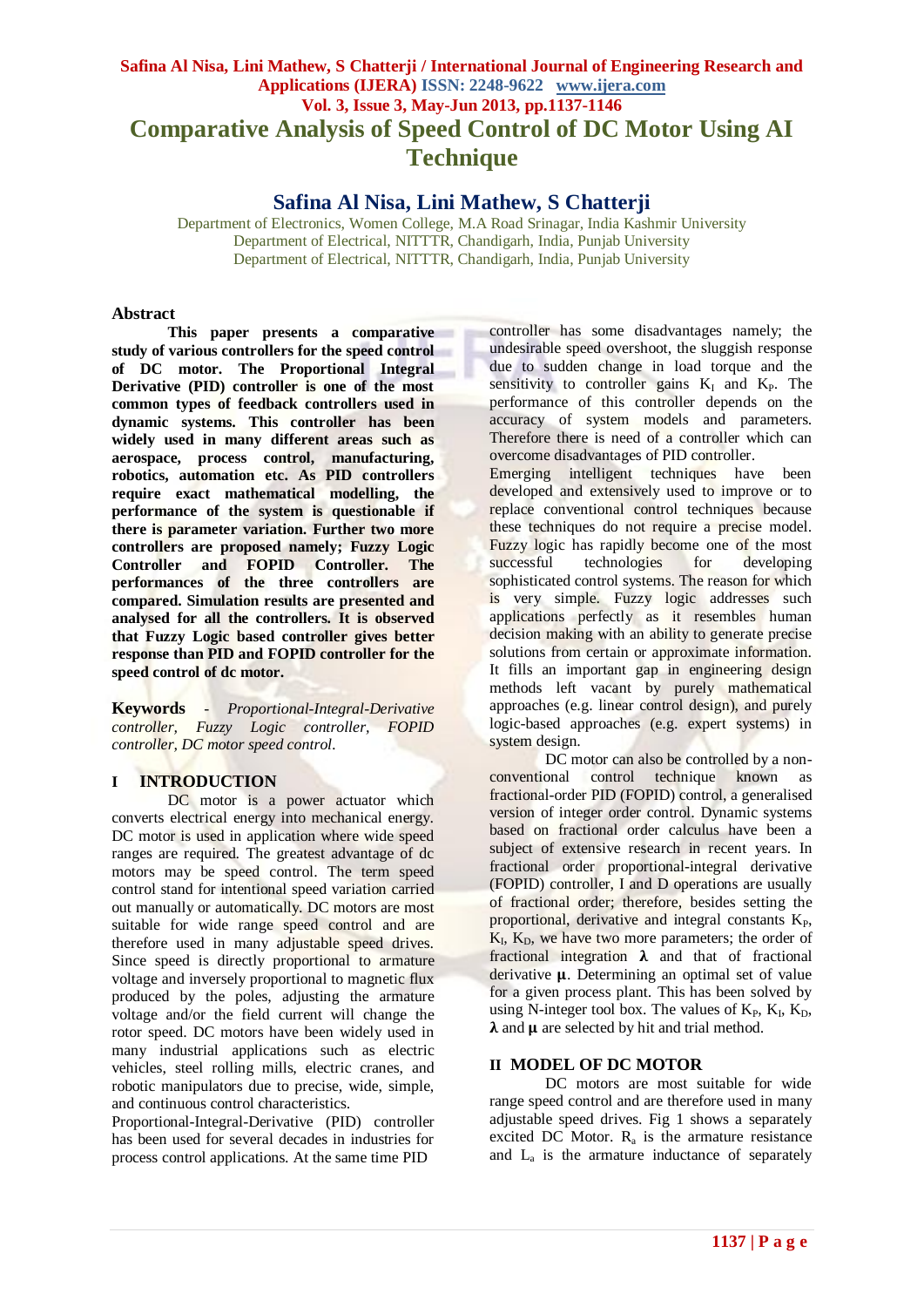# Comparative Analysis of Speed Control of DC Motor Using AI Technique

## Safina Al Nisa, Lini Mathew, S Chatterji

Department of Electronics, Women College, M.A Road Srinagar, India Kashmir University
Department of Electrical, NITTTR, Chandigarh, India, Punjab University
Department of Electrical, NITTTR, Chandigarh, India, Punjab University

### Abstract

**This paper presents a comparative study of various controllers for the speed control of DC motor. The Proportional Integral Derivative (PID) controller is one of the most common types of feedback controllers used in dynamic systems. This controller has been widely used in many different areas such as aerospace, process control, manufacturing, robotics, automation etc. As PID controllers require exact mathematical modelling, the performance of the system is questionable if there is parameter variation. Further two more controllers are proposed namely; Fuzzy Logic Controller and FOPID Controller. The performances of the three controllers are compared. Simulation results are presented and analysed for all the controllers. It is observed that Fuzzy Logic based controller gives better response than PID and FOPID controller for the speed control of dc motor.**

**Keywords** - *Proportional-Integral-Derivative controller, Fuzzy Logic controller, FOPID controller, DC motor speed control.*

## I INTRODUCTION

DC motor is a power actuator which converts electrical energy into mechanical energy. DC motor is used in application where wide speed ranges are required. The greatest advantage of dc motors may be speed control. The term speed control stand for intentional speed variation carried out manually or automatically. DC motors are most suitable for wide range speed control and are therefore used in many adjustable speed drives. Since speed is directly proportional to armature voltage and inversely proportional to magnetic flux produced by the poles, adjusting the armature voltage and/or the field current will change the rotor speed. DC motors have been widely used in many industrial applications such as electric vehicles, steel rolling mills, electric cranes, and robotic manipulators due to precise, wide, simple, and continuous control characteristics.

Proportional-Integral-Derivative (PID) controller has been used for several decades in industries for process control applications. At the same time PID controller has some disadvantages namely; the undesirable speed overshoot, the sluggish response due to sudden change in load torque and the sensitivity to controller gains $K_I$ and $K_P$. The performance of this controller depends on the accuracy of system models and parameters. Therefore there is need of a controller which can overcome disadvantages of PID controller.

Emerging intelligent techniques have been developed and extensively used to improve or to replace conventional control techniques because these techniques do not require a precise model. Fuzzy Logic has rapidly become one of the most successful technologies for developing sophisticated control systems. The reason for which is very simple. Fuzzy logic addresses such applications perfectly as it resembles human decision making with an ability to generate precise solutions from certain or approximate information. It fills an important gap in engineering design methods left vacant by purely mathematical approaches (e.g. linear control design), and purely logic-based approaches (e.g. expert systems) in system design.

DC motor can also be controlled by a non-conventional control technique known as fractional-order PID (FOPID) control, a generalised version of integer order control. Dynamic systems based on fractional order calculus have been a subject of extensive research in recent years. In fractional order proportional-integral derivative (FOPID) controller, I and D operations are usually of fractional order; therefore, besides setting the proportional, derivative and integral constants $K_P$, $K_I$, $K_D$, we have two more parameters; the order of fractional integration $\boldsymbol{\lambda}$ and that of fractional derivative $\boldsymbol{\mu}$. Determining an optimal set of value for a given process plant. This has been solved by using N-integer tool box. The values of $K_P$, $K_I$, $K_D$, $\boldsymbol{\lambda}$ and $\boldsymbol{\mu}$ are selected by hit and trial method.

## II MODEL OF DC MOTOR

DC motors are most suitable for wide range speed control and are therefore used in many adjustable speed drives. Fig 1 shows a separately excited DC Motor. $R_a$ is the armature resistance and $L_a$ is the armature inductance of separately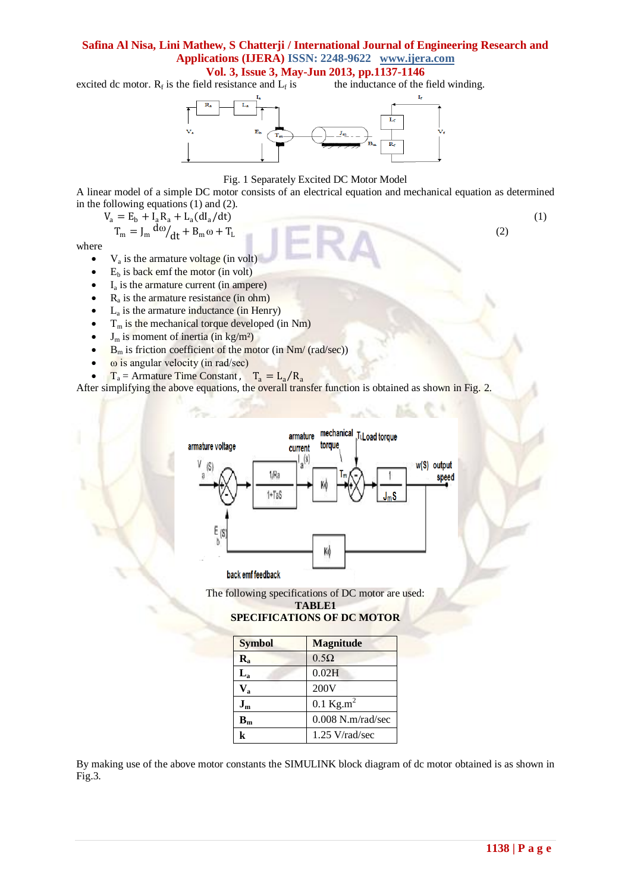excited dc motor. $R_f$ is the field resistance and $L_f$ is the inductance of the field winding.

Fig. 1 Separately Excited DC Motor Model

A linear model of a simple DC motor consists of an electrical equation and mechanical equation as determined in the following equations (1) and (2).

$$V_a = E_b + I_a R_a + L_a (dI_a/dt) \quad (1)$$

$$T_m = J_m \, d\omega/dt + B_m \omega + T_L \quad (2)$$

where

- $V_a$ is the armature voltage (in volt)
- $E_b$ is back emf the motor (in volt)
- $I_a$ is the armature current (in ampere)
- $R_a$ is the armature resistance (in ohm)
- $L_a$ is the armature inductance (in Henry)
- $T_m$ is the mechanical torque developed (in Nm)
- $J_m$ is moment of inertia (in kg/m²)
- $B_m$ is friction coefficient of the motor (in Nm/ (rad/sec))
- $\omega$ is angular velocity (in rad/sec)
- $T_a$ = Armature Time Constant , $T_a = L_a/R_a$

After simplifying the above equations, the overall transfer function is obtained as shown in Fig. 2.

The following specifications of DC motor are used:

**TABLE1**
**SPECIFICATIONS OF DC MOTOR**

| Symbol | Magnitude |
|---|---|
| $R_a$ | 0.5Ω |
| $L_a$ | 0.02H |
| $V_a$ | 200V |
| $J_m$ | 0.1 Kg.m$^2$ |
| $B_m$ | 0.008 N.m/rad/sec |
| k | 1.25 V/rad/sec |

By making use of the above motor constants the SIMULINK block diagram of dc motor obtained is as shown in Fig.3.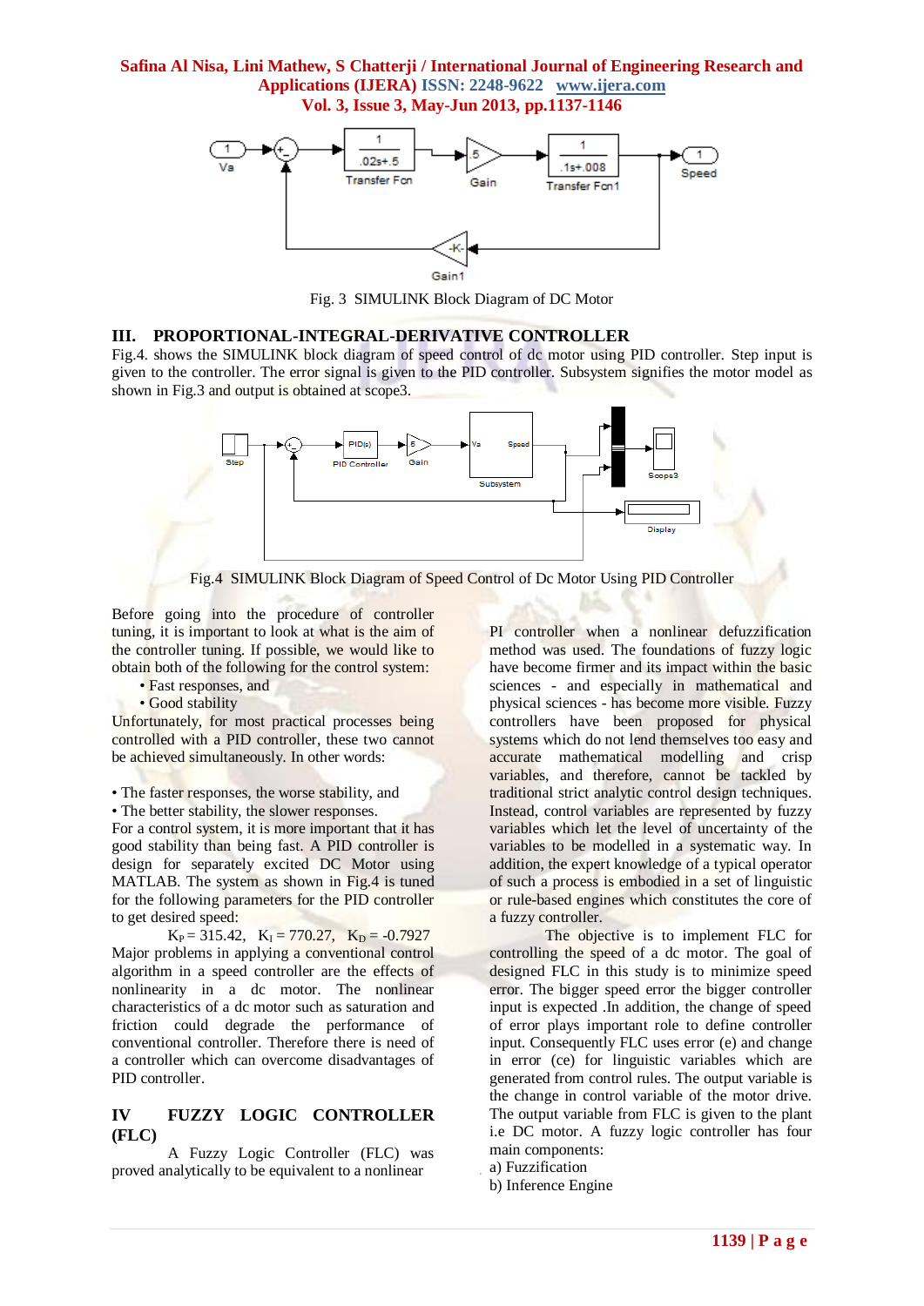Fig. 3 SIMULINK Block Diagram of DC Motor

## III. PROPORTIONAL-INTEGRAL-DERIVATIVE CONTROLLER

Fig.4. shows the SIMULINK block diagram of speed control of dc motor using PID controller. Step input is given to the controller. The error signal is given to the PID controller. Subsystem signifies the motor model as shown in Fig.3 and output is obtained at scope3.

Fig.4 SIMULINK Block Diagram of Speed Control of Dc Motor Using PID Controller

Before going into the procedure of controller tuning, it is important to look at what is the aim of the controller tuning. If possible, we would like to obtain both of the following for the control system:

- Fast responses, and
- Good stability

Unfortunately, for most practical processes being controlled with a PID controller, these two cannot be achieved simultaneously. In other words:

- The faster responses, the worse stability, and
- The better stability, the slower responses.

For a control system, it is more important that it has good stability than being fast. A PID controller is design for separately excited DC Motor using MATLAB. The system as shown in Fig.4 is tuned for the following parameters for the PID controller to get desired speed:

$K_P = 315.42$, $K_I = 770.27$, $K_D = -0.7927$

Major problems in applying a conventional control algorithm in a speed controller are the effects of nonlinearity in a dc motor. The nonlinear characteristics of a dc motor such as saturation and friction could degrade the performance of conventional controller. Therefore there is need of a controller which can overcome disadvantages of PID controller.

## IV FUZZY LOGIC CONTROLLER (FLC)

A Fuzzy Logic Controller (FLC) was proved analytically to be equivalent to a nonlinear PI controller when a nonlinear defuzzification method was used. The foundations of fuzzy logic have become firmer and its impact within the basic sciences - and especially in mathematical and physical sciences - has become more visible. Fuzzy controllers have been proposed for physical systems which do not lend themselves too easy and accurate mathematical modelling and crisp variables, and therefore, cannot be tackled by traditional strict analytic control design techniques. Instead, control variables are represented by fuzzy variables which let the level of uncertainty of the variables to be modelled in a systematic way. In addition, the expert knowledge of a typical operator of such a process is embodied in a set of linguistic or rule-based engines which constitutes the core of a fuzzy controller.

The objective is to implement FLC for controlling the speed of a dc motor. The goal of designed FLC in this study is to minimize speed error. The bigger speed error the bigger controller input is expected .In addition, the change of speed of error plays important role to define controller input. Consequently FLC uses error (e) and change in error (ce) for linguistic variables which are generated from control rules. The output variable is the change in control variable of the motor drive. The output variable from FLC is given to the plant i.e DC motor. A fuzzy logic controller has four main components:

a) Fuzzification
b) Inference Engine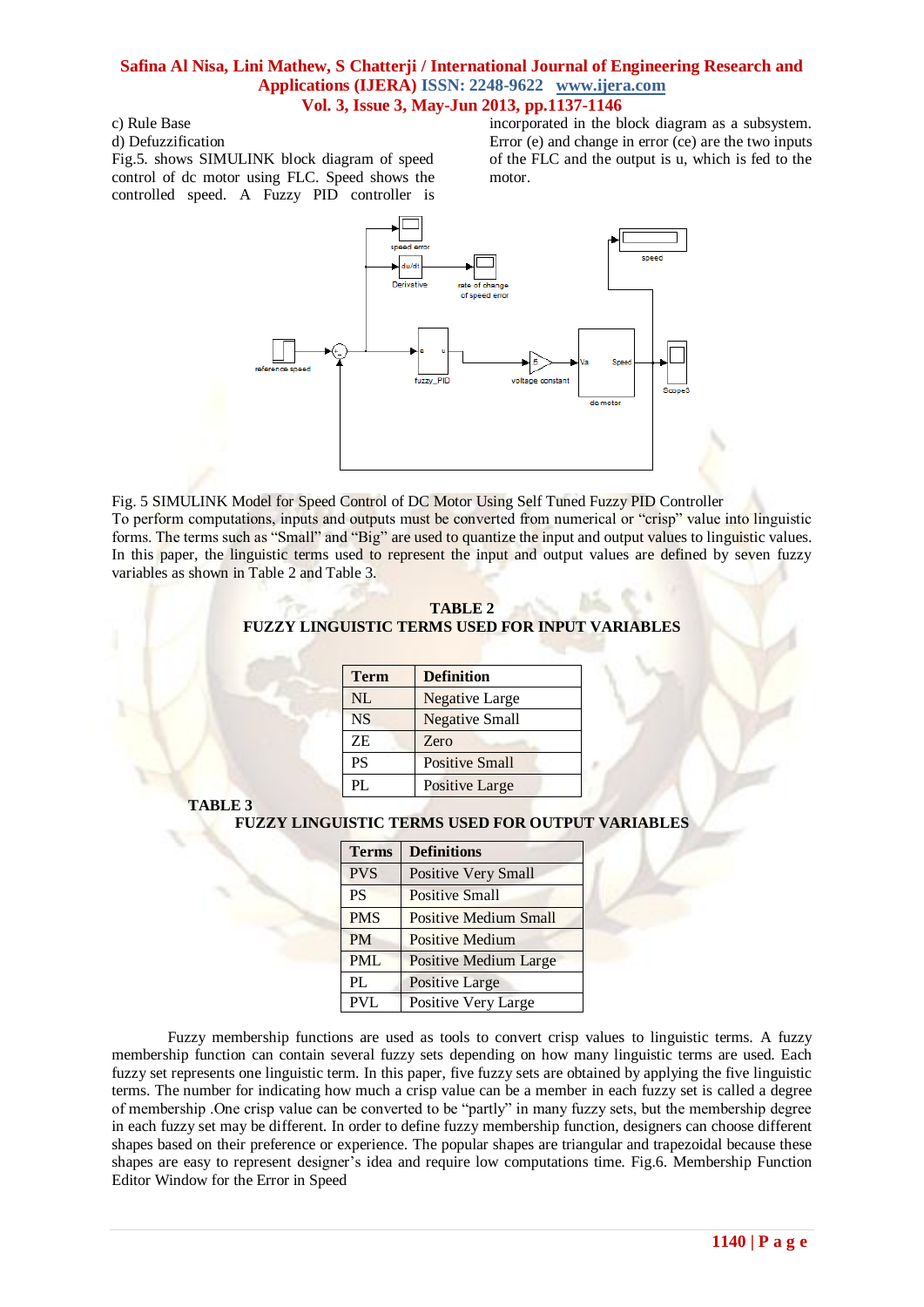c) Rule Base

d) Defuzzification

Fig.5. shows SIMULINK block diagram of speed control of dc motor using FLC. Speed shows the controlled speed. A Fuzzy PID controller is incorporated in the block diagram as a subsystem. Error (e) and change in error (ce) are the two inputs of the FLC and the output is u, which is fed to the motor.

Fig. 5 SIMULINK Model for Speed Control of DC Motor Using Self Tuned Fuzzy PID Controller

To perform computations, inputs and outputs must be converted from numerical or "crisp" value into linguistic forms. The terms such as "Small" and "Big" are used to quantize the input and output values to linguistic values. In this paper, the linguistic terms used to represent the input and output values are defined by seven fuzzy variables as shown in Table 2 and Table 3.

**TABLE 2**
**FUZZY LINGUISTIC TERMS USED FOR INPUT VARIABLES**

| Term | Definition |
|---|---|
| NL | Negative Large |
| NS | Negative Small |
| ZE | Zero |
| PS | Positive Small |
| PL | Positive Large |

**TABLE 3**
**FUZZY LINGUISTIC TERMS USED FOR OUTPUT VARIABLES**

| Terms | Definitions |
|---|---|
| PVS | Positive Very Small |
| PS | Positive Small |
| PMS | Positive Medium Small |
| PM | Positive Medium |
| PML | Positive Medium Large |
| PL | Positive Large |
| PVL | Positive Very Large |

Fuzzy membership functions are used as tools to convert crisp values to linguistic terms. A fuzzy membership function can contain several fuzzy sets depending on how many linguistic terms are used. Each fuzzy set represents one linguistic term. In this paper, five fuzzy sets are obtained by applying the five linguistic terms. The number for indicating how much a crisp value can be a member in each fuzzy set is called a degree of membership .One crisp value can be converted to be "partly" in many fuzzy sets, but the membership degree in each fuzzy set may be different. In order to define fuzzy membership function, designers can choose different shapes based on their preference or experience. The popular shapes are triangular and trapezoidal because these shapes are easy to represent designer's idea and require low computations time. Fig.6. Membership Function Editor Window for the Error in Speed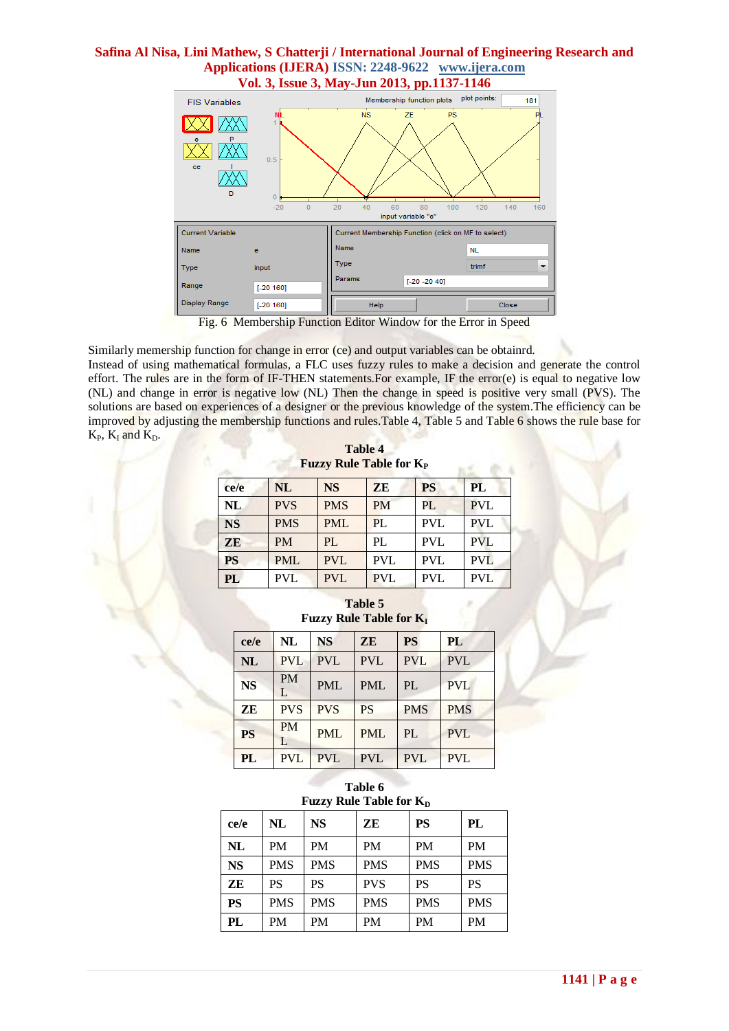Fig. 6 Membership Function Editor Window for the Error in Speed

Similarly memership function for change in error (ce) and output variables can be obtainrd.
Instead of using mathematical formulas, a FLC uses fuzzy rules to make a decision and generate the control effort. The rules are in the form of IF-THEN statements.For example, IF the error(e) is equal to negative low (NL) and change in error is negative low (NL) Then the change in speed is positive very small (PVS). The solutions are based on experiences of a designer or the previous knowledge of the system.The efficiency can be improved by adjusting the membership functions and rules.Table 4, Table 5 and Table 6 shows the rule base for $K_P$, $K_I$ and $K_D$.

**Table 4**
**Fuzzy Rule Table for $K_P$**

| ce/e | NL | NS | ZE | PS | PL |
|---|---|---|---|---|---|
| **NL** | PVS | PMS | PM | PL | PVL |
| **NS** | PMS | PML | PL | PVL | PVL |
| **ZE** | PM | PL | PL | PVL | PVL |
| **PS** | PML | PVL | PVL | PVL | PVL |
| **PL** | PVL | PVL | PVL | PVL | PVL |

**Table 5**
**Fuzzy Rule Table for $K_I$**

| ce/e | NL | NS | ZE | PS | PL |
|---|---|---|---|---|---|
| **NL** | PVL | PVL | PVL | PVL | PVL |
| **NS** | PML | PML | PML | PL | PVL |
| **ZE** | PVS | PVS | PS | PMS | PMS |
| **PS** | PML | PML | PML | PL | PVL |
| **PL** | PVL | PVL | PVL | PVL | PVL |

**Table 6**
**Fuzzy Rule Table for $K_D$**

| ce/e | NL | NS | ZE | PS | PL |
|---|---|---|---|---|---|
| **NL** | PM | PM | PM | PM | PM |
| **NS** | PMS | PMS | PMS | PMS | PMS |
| **ZE** | PS | PS | PVS | PS | PS |
| **PS** | PMS | PMS | PMS | PMS | PMS |
| **PL** | PM | PM | PM | PM | PM |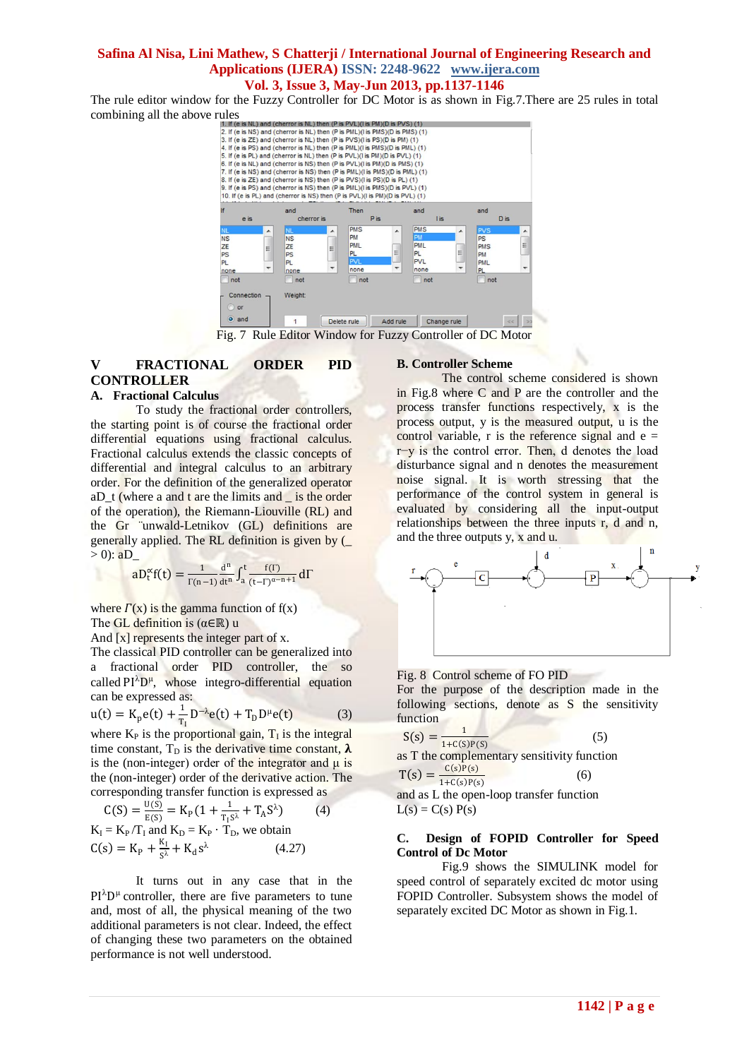The rule editor window for the Fuzzy Controller for DC Motor is as shown in Fig.7.There are 25 rules in total combining all the above rules

Fig. 7 Rule Editor Window for Fuzzy Controller of DC Motor

## V FRACTIONAL ORDER PID CONTROLLER

### A. Fractional Calculus

To study the fractional order controllers, the starting point is of course the fractional order differential equations using fractional calculus. Fractional calculus extends the classic concepts of differential and integral calculus to an arbitrary order. For the definition of the generalized operator aD_t (where a and t are the limits and _ is the order of the operation), the Riemann-Liouville (RL) and the Gr ¨unwald-Letnikov (GL) definitions are generally applied. The RL definition is given by (_ > 0): aD_

$$_aD_t^{\alpha}f(t) = \frac{1}{\Gamma(n-1)}\frac{d^n}{dt^n}\int_a^t \frac{f(\Gamma)}{(t-\Gamma)^{\alpha-n+1}}d\Gamma$$

where $\Gamma(x)$ is the gamma function of f(x)

The GL definition is ($\alpha\in\mathbb{R}$) u

And [x] represents the integer part of x.

The classical PID controller can be generalized into a fractional order PID controller, the so called $PI^{\lambda}D^{\mu}$, whose integro-differential equation can be expressed as:

$$u(t) = K_p e(t) + \frac{1}{T_I}D^{-\lambda}e(t) + T_D D^{\mu}e(t) \qquad (3)$$

where $K_P$ is the proportional gain, $T_I$ is the integral time constant, $T_D$ is the derivative time constant, $\lambda$ is the (non-integer) order of the integrator and $\mu$ is the (non-integer) order of the derivative action. The corresponding transfer function is expressed as

$$C(S) = \frac{U(S)}{E(S)} = K_P(1 + \frac{1}{T_I S^{\lambda}} + T_A S^{\lambda}) \qquad (4)$$

$K_I = K_P/T_I$ and $K_D = K_P \cdot T_D$, we obtain

$$C(s) = K_P + \frac{K_I}{S^{\lambda}} + K_d s^{\lambda} \qquad (4.27)$$

It turns out in any case that in the $PI^{\lambda}D^{\mu}$ controller, there are five parameters to tune and, most of all, the physical meaning of the two additional parameters is not clear. Indeed, the effect of changing these two parameters on the obtained performance is not well understood.

### B. Controller Scheme

The control scheme considered is shown in Fig.8 where C and P are the controller and the process transfer functions respectively, x is the process output, y is the measured output, u is the control variable, r is the reference signal and e = r−y is the control error. Then, d denotes the load disturbance signal and n denotes the measurement noise signal. It is worth stressing that the performance of the control system in general is evaluated by considering all the input-output relationships between the three inputs r, d and n, and the three outputs y, x and u.

Fig. 8 Control scheme of FO PID

For the purpose of the description made in the following sections, denote as S the sensitivity function

$$S(s) = \frac{1}{1+C(S)P(S)} \qquad (5)$$

as T the complementary sensitivity function

$$T(s) = \frac{C(s)P(s)}{1+C(s)P(s)} \qquad (6)$$

and as L the open-loop transfer function

$L(s) = C(s)\,P(s)$

### C. Design of FOPID Controller for Speed Control of Dc Motor

Fig.9 shows the SIMULINK model for speed control of separately excited dc motor using FOPID Controller. Subsystem shows the model of separately excited DC Motor as shown in Fig.1.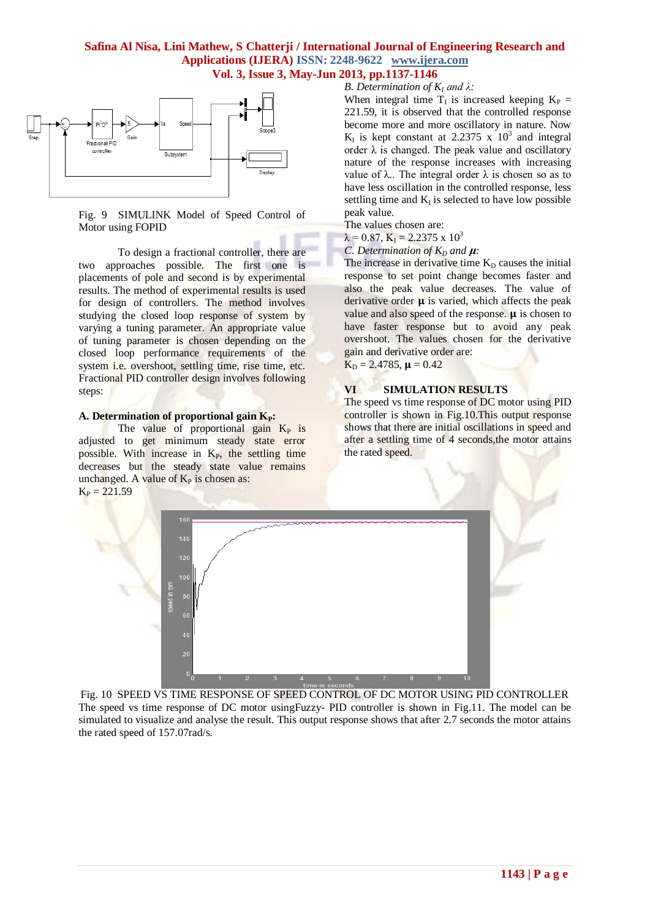Fig. 9 SIMULINK Model of Speed Control of Motor using FOPID

To design a fractional controller, there are two approaches possible. The first one is placements of pole and second is by experimental results. The method of experimental results is used for design of controllers. The method involves studying the closed loop response of system by varying a tuning parameter. An appropriate value of tuning parameter is chosen depending on the closed loop performance requirements of the system i.e. overshoot, settling time, rise time, etc. Fractional PID controller design involves following steps:

### A. Determination of proportional gain $K_P$:

The value of proportional gain $K_P$ is adjusted to get minimum steady state error possible. With increase in $K_P$, the settling time decreases but the steady state value remains unchanged. A value of $K_P$ is chosen as:

$K_P = 221.59$

### *B. Determination of $K_I$ and $\lambda$:*

When integral time $T_I$ is increased keeping $K_P$ = 221.59, it is observed that the controlled response become more and more oscillatory in nature. Now $K_I$ is kept constant at 2.2375 x $10^3$ and integral order $\lambda$ is changed. The peak value and oscillatory nature of the response increases with increasing value of $\lambda$.. The integral order $\lambda$ is chosen so as to have less oscillation in the controlled response, less settling time and $K_I$ is selected to have low possible peak value.

The values chosen are:

$\lambda = 0.87$, $K_I = 2.2375 \times 10^3$

### *C. Determination of $K_D$ and $\mu$:*

The increase in derivative time $K_D$ causes the initial response to set point change becomes faster and also the peak value decreases. The value of derivative order $\mu$ is varied, which affects the peak value and also speed of the response. $\mu$ is chosen to have faster response but to avoid any peak overshoot. The values chosen for the derivative gain and derivative order are:

$K_D = 2.4785$, $\mu = 0.42$

## VI SIMULATION RESULTS

The speed vs time response of DC motor using PID controller is shown in Fig.10.This output response shows that there are initial oscillations in speed and after a settling time of 4 seconds,the motor attains the rated speed.

Fig. 10 SPEED VS TIME RESPONSE OF SPEED CONTROL OF DC MOTOR USING PID CONTROLLER

The speed vs time response of DC motor usingFuzzy- PID controller is shown in Fig.11. The model can be simulated to visualize and analyse the result. This output response shows that after 2.7 seconds the motor attains the rated speed of 157.07rad/s.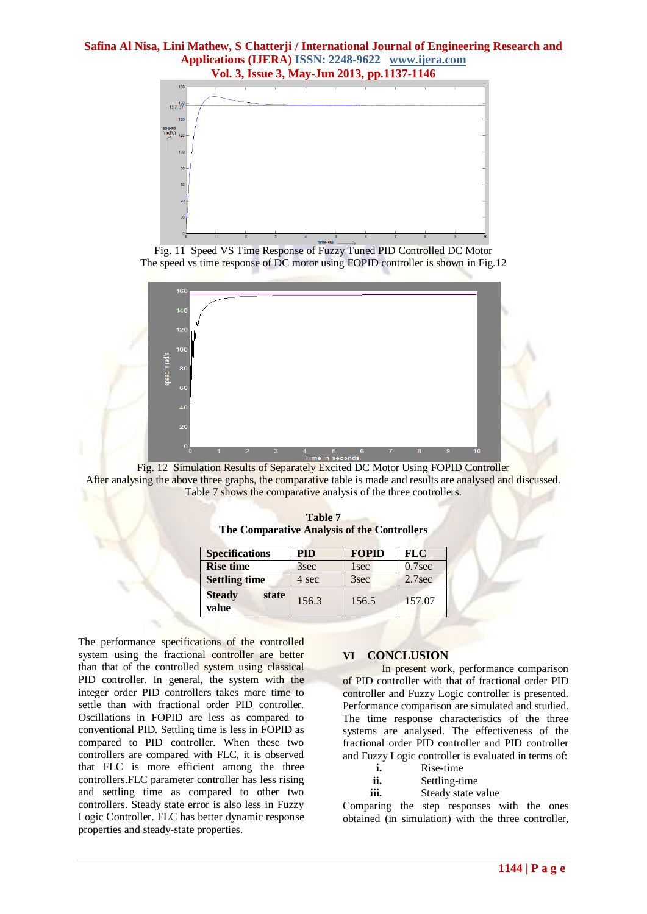Fig. 11 Speed VS Time Response of Fuzzy Tuned PID Controlled DC Motor

The speed vs time response of DC motor using FOPID controller is shown in Fig.12

Fig. 12 Simulation Results of Separately Excited DC Motor Using FOPID Controller

After analysing the above three graphs, the comparative table is made and results are analysed and discussed. Table 7 shows the comparative analysis of the three controllers.

**Table 7**
**The Comparative Analysis of the Controllers**

| Specifications | PID | FOPID | FLC |
|---|---|---|---|
| Rise time | 3sec | 1sec | 0.7sec |
| Settling time | 4 sec | 3sec | 2.7sec |
| Steady state value | 156.3 | 156.5 | 157.07 |

The performance specifications of the controlled system using the fractional controller are better than that of the controlled system using classical PID controller. In general, the system with the integer order PID controllers takes more time to settle than with fractional order PID controller. Oscillations in FOPID are less as compared to conventional PID. Settling time is less in FOPID as compared to PID controller. When these two controllers are compared with FLC, it is observed that FLC is more efficient among the three controllers.FLC parameter controller has less rising and settling time as compared to other two controllers. Steady state error is also less in Fuzzy Logic Controller. FLC has better dynamic response properties and steady-state properties.

## VI CONCLUSION

In present work, performance comparison of PID controller with that of fractional order PID controller and Fuzzy Logic controller is presented. Performance comparison are simulated and studied. The time response characteristics of the three systems are analysed. The effectiveness of the fractional order PID controller and PID controller and Fuzzy Logic controller is evaluated in terms of:

i. Rise-time
ii. Settling-time
iii. Steady state value

Comparing the step responses with the ones obtained (in simulation) with the three controller,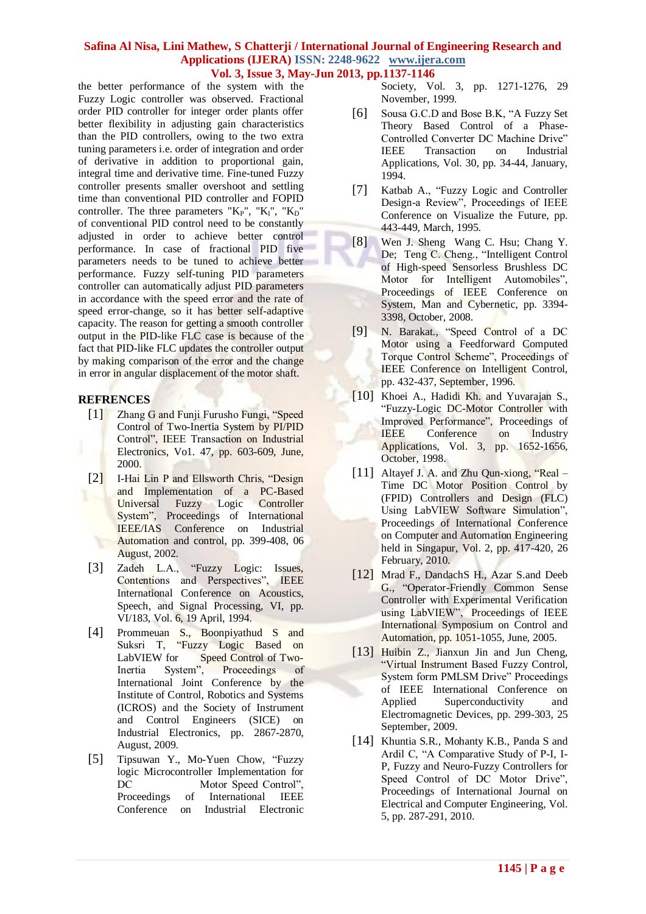the better performance of the system with the Fuzzy Logic controller was observed. Fractional order PID controller for integer order plants offer better flexibility in adjusting gain characteristics than the PID controllers, owing to the two extra tuning parameters i.e. order of integration and order of derivative in addition to proportional gain, integral time and derivative time. Fine-tuned Fuzzy controller presents smaller overshoot and settling time than conventional PID controller and FOPID controller. The three parameters "$K_P$", "$K_I$", "$K_D$" of conventional PID control need to be constantly adjusted in order to achieve better control performance. In case of fractional PID five parameters needs to be tuned to achieve better performance. Fuzzy self-tuning PID parameters controller can automatically adjust PID parameters in accordance with the speed error and the rate of speed error-change, so it has better self-adaptive capacity. The reason for getting a smooth controller output in the PID-like FLC case is because of the fact that PID-like FLC updates the controller output by making comparison of the error and the change in error in angular displacement of the motor shaft.

## REFRENCES

[1] Zhang G and Funji Furusho Fungi, "Speed Control of Two-Inertia System by PI/PID Control", IEEE Transaction on Industrial Electronics, Vo1. 47, pp. 603-609, June, 2000.

[2] I-Hai Lin P and Ellsworth Chris, "Design and Implementation of a PC-Based Universal Fuzzy Logic Controller System", Proceedings of International IEEE/IAS Conference on Industrial Automation and control, pp. 399-408, 06 August, 2002.

[3] Zadeh L.A., "Fuzzy Logic: Issues, Contentions and Perspectives", IEEE International Conference on Acoustics, Speech, and Signal Processing, VI, pp. VI/183, Vol. 6, 19 April, 1994.

[4] Prommeuan S., Boonpiyathud S and Suksri T, "Fuzzy Logic Based on LabVIEW for Speed Control of Two-Inertia System", Proceedings of International Joint Conference by the Institute of Control, Robotics and Systems (ICROS) and the Society of Instrument and Control Engineers (SICE) on Industrial Electronics, pp. 2867-2870, August, 2009.

[5] Tipsuwan Y., Mo-Yuen Chow, "Fuzzy logic Microcontroller Implementation for DC Motor Speed Control", Proceedings of International IEEE Conference on Industrial Electronic Society, Vol. 3, pp. 1271-1276, 29 November, 1999.

[6] Sousa G.C.D and Bose B.K, "A Fuzzy Set Theory Based Control of a Phase-Controlled Converter DC Machine Drive" IEEE Transaction on Industrial Applications, Vol. 30, pp. 34-44, January, 1994.

[7] Katbab A., "Fuzzy Logic and Controller Design-a Review", Proceedings of IEEE Conference on Visualize the Future, pp. 443-449, March, 1995.

[8] Wen J. Sheng Wang C. Hsu; Chang Y. De; Teng C. Cheng., "Intelligent Control of High-speed Sensorless Brushless DC Motor for Intelligent Automobiles", Proceedings of IEEE Conference on System, Man and Cybernetic, pp. 3394-3398, October, 2008.

[9] N. Barakat., "Speed Control of a DC Motor using a Feedforward Computed Torque Control Scheme", Proceedings of IEEE Conference on Intelligent Control, pp. 432-437, September, 1996.

[10] Khoei A., Hadidi Kh. and Yuvarajan S., "Fuzzy-Logic DC-Motor Controller with Improved Performance", Proceedings of IEEE Conference on Industry Applications, Vol. 3, pp. 1652-1656, October, 1998.

[11] Altayef J. A. and Zhu Qun-xiong, "Real – Time DC Motor Position Control by (FPID) Controllers and Design (FLC) Using LabVIEW Software Simulation", Proceedings of International Conference on Computer and Automation Engineering held in Singapur, Vol. 2, pp. 417-420, 26 February, 2010.

[12] Mrad F., DandachS H., Azar S.and Deeb G., "Operator-Friendly Common Sense Controller with Experimental Verification using LabVIEW", Proceedings of IEEE International Symposium on Control and Automation, pp. 1051-1055, June, 2005.

[13] Huibin Z., Jianxun Jin and Jun Cheng, "Virtual Instrument Based Fuzzy Control, System form PMLSM Drive" Proceedings of IEEE International Conference on Applied Superconductivity and Electromagnetic Devices, pp. 299-303, 25 September, 2009.

[14] Khuntia S.R., Mohanty K.B., Panda S and Ardil C, "A Comparative Study of P-I, I-P, Fuzzy and Neuro-Fuzzy Controllers for Speed Control of DC Motor Drive", Proceedings of International Journal on Electrical and Computer Engineering, Vol. 5, pp. 287-291, 2010.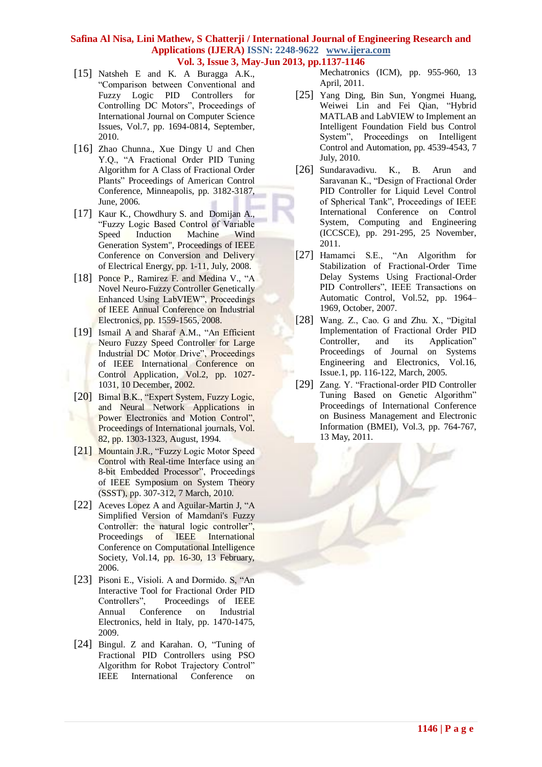[15] Natsheh E and K. A Buragga A.K., "Comparison between Conventional and Fuzzy Logic PID Controllers for Controlling DC Motors", Proceedings of International Journal on Computer Science Issues, Vol.7, pp. 1694-0814, September, 2010.

[16] Zhao Chunna., Xue Dingy U and Chen Y.Q., "A Fractional Order PID Tuning Algorithm for A Class of Fractional Order Plants" Proceedings of American Control Conference, Minneapolis, pp. 3182-3187, June, 2006.

[17] Kaur K., Chowdhury S. and Domijan A., "Fuzzy Logic Based Control of Variable Speed Induction Machine Wind Generation System", Proceedings of IEEE Conference on Conversion and Delivery of Electrical Energy, pp. 1-11, July, 2008.

[18] Ponce P., Ramirez F. and Medina V., "A Novel Neuro-Fuzzy Controller Genetically Enhanced Using LabVIEW", Proceedings of IEEE Annual Conference on Industrial Electronics, pp. 1559-1565, 2008.

[19] Ismail A and Sharaf A.M., "An Efficient Neuro Fuzzy Speed Controller for Large Industrial DC Motor Drive", Proceedings of IEEE International Conference on Control Application, Vol.2, pp. 1027-1031, 10 December, 2002.

[20] Bimal B.K., "Expert System, Fuzzy Logic, and Neural Network Applications in Power Electronics and Motion Control", Proceedings of International journals, Vol. 82, pp. 1303-1323, August, 1994.

[21] Mountain J.R., "Fuzzy Logic Motor Speed Control with Real-time Interface using an 8-bit Embedded Processor", Proceedings of IEEE Symposium on System Theory (SSST), pp. 307-312, 7 March, 2010.

[22] Aceves Lopez A and Aguilar-Martin J, "A Simplified Version of Mamdani's Fuzzy Controller: the natural logic controller", Proceedings of IEEE International Conference on Computational Intelligence Society, Vol.14, pp. 16-30, 13 February, 2006.

[23] Pisoni E., Visioli. A and Dormido. S, "An Interactive Tool for Fractional Order PID Controllers", Proceedings of IEEE Annual Conference on Industrial Electronics, held in Italy, pp. 1470-1475, 2009.

[24] Bingul. Z and Karahan. O, "Tuning of Fractional PID Controllers using PSO Algorithm for Robot Trajectory Control" IEEE International Conference on Mechatronics (ICM), pp. 955-960, 13 April, 2011.

[25] Yang Ding, Bin Sun, Yongmei Huang, Weiwei Lin and Fei Qian, "Hybrid MATLAB and LabVIEW to Implement an Intelligent Foundation Field bus Control System", Proceedings on Intelligent Control and Automation, pp. 4539-4543, 7 July, 2010.

[26] Sundaravadivu. K., B. Arun and Saravanan K., "Design of Fractional Order PID Controller for Liquid Level Control of Spherical Tank", Proceedings of IEEE International Conference on Control System, Computing and Engineering (ICCSCE), pp. 291-295, 25 November, 2011.

[27] Hamamci S.E., "An Algorithm for Stabilization of Fractional-Order Time Delay Systems Using Fractional-Order PID Controllers", IEEE Transactions on Automatic Control, Vol.52, pp. 1964–1969, October, 2007.

[28] Wang. Z., Cao. G and Zhu. X., "Digital Implementation of Fractional Order PID Controller, and its Application" Proceedings of Journal on Systems Engineering and Electronics, Vol.16, Issue.1, pp. 116-122, March, 2005.

[29] Zang. Y. "Fractional-order PID Controller Tuning Based on Genetic Algorithm" Proceedings of International Conference on Business Management and Electronic Information (BMEI), Vol.3, pp. 764-767, 13 May, 2011.